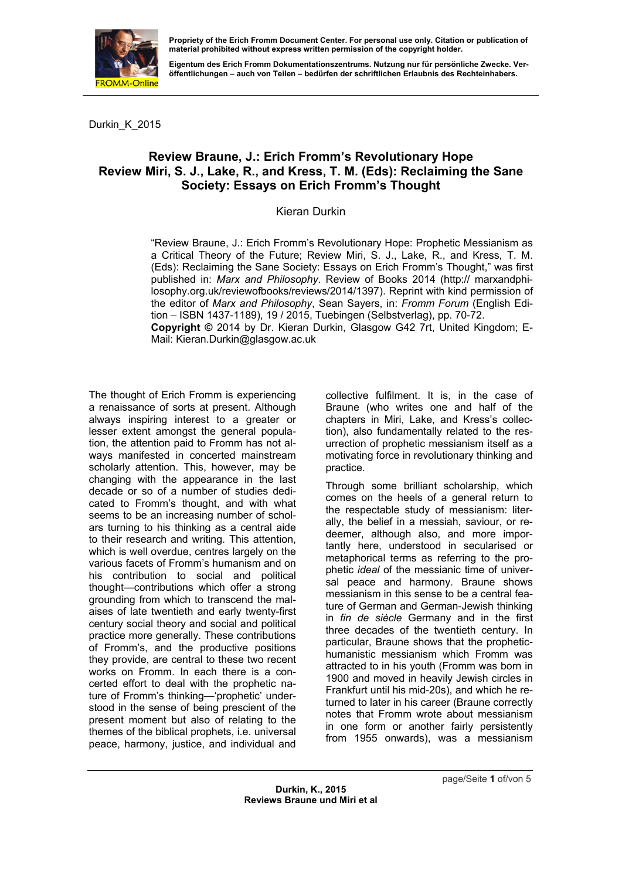Durkin_K_2015

## Review Braune, J.: Erich Fromm's Revolutionary Hope
## Review Miri, S. J., Lake, R., and Kress, T. M. (Eds): Reclaiming the Sane Society: Essays on Erich Fromm's Thought

Kieran Durkin

"Review Braune, J.: Erich Fromm's Revolutionary Hope: Prophetic Messianism as a Critical Theory of the Future; Review Miri, S. J., Lake, R., and Kress, T. M. (Eds): Reclaiming the Sane Society: Essays on Erich Fromm's Thought," was first published in: *Marx and Philosophy*. Review of Books 2014 (http:// marxandphilosophy.org.uk/reviewofbooks/reviews/2014/1397). Reprint with kind permission of the editor of *Marx and Philosophy*, Sean Sayers, in: *Fromm Forum* (English Edition – ISBN 1437-1189), 19 / 2015, Tuebingen (Selbstverlag), pp. 70-72.
**Copyright ©** 2014 by Dr. Kieran Durkin, Glasgow G42 7rt, United Kingdom; E-Mail: Kieran.Durkin@glasgow.ac.uk

The thought of Erich Fromm is experiencing a renaissance of sorts at present. Although always inspiring interest to a greater or lesser extent amongst the general population, the attention paid to Fromm has not always manifested in concerted mainstream scholarly attention. This, however, may be changing with the appearance in the last decade or so of a number of studies dedicated to Fromm's thought, and with what seems to be an increasing number of scholars turning to his thinking as a central aide to their research and writing. This attention, which is well overdue, centres largely on the various facets of Fromm's humanism and on his contribution to social and political thought—contributions which offer a strong grounding from which to transcend the malaises of late twentieth and early twenty-first century social theory and social and political practice more generally. These contributions of Fromm's, and the productive positions they provide, are central to these two recent works on Fromm. In each there is a concerted effort to deal with the prophetic nature of Fromm's thinking—'prophetic' understood in the sense of being prescient of the present moment but also of relating to the themes of the biblical prophets, i.e. universal peace, harmony, justice, and individual and collective fulfilment. It is, in the case of Braune (who writes one and half of the chapters in Miri, Lake, and Kress's collection), also fundamentally related to the resurrection of prophetic messianism itself as a motivating force in revolutionary thinking and practice.

Through some brilliant scholarship, which comes on the heels of a general return to the respectable study of messianism: literally, the belief in a messiah, saviour, or redeemer, although also, and more importantly here, understood in secularised or metaphorical terms as referring to the prophetic *ideal* of the messianic time of universal peace and harmony. Braune shows messianism in this sense to be a central feature of German and German-Jewish thinking in *fin de siècle* Germany and in the first three decades of the twentieth century. In particular, Braune shows that the prophetic-humanistic messianism which Fromm was attracted to in his youth (Fromm was born in 1900 and moved in heavily Jewish circles in Frankfurt until his mid-20s), and which he returned to later in his career (Braune correctly notes that Fromm wrote about messianism in one form or another fairly persistently from 1955 onwards), was a messianism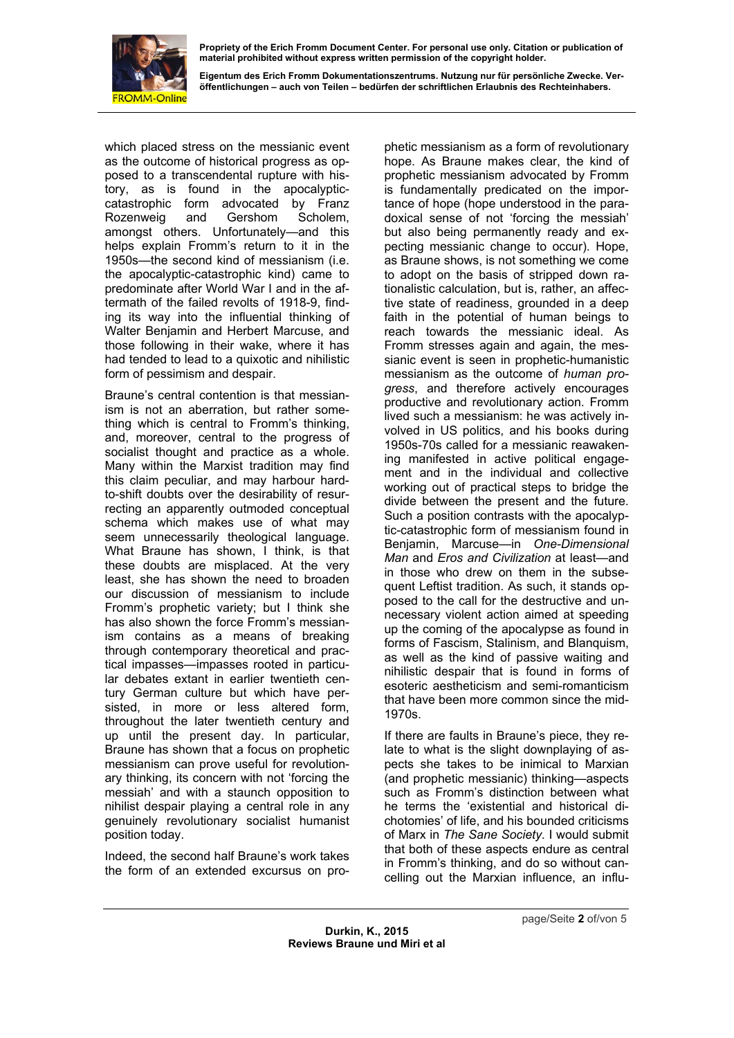which placed stress on the messianic event as the outcome of historical progress as opposed to a transcendental rupture with history, as is found in the apocalyptic-catastrophic form advocated by Franz Rozenweig and Gershom Scholem, amongst others. Unfortunately—and this helps explain Fromm's return to it in the 1950s—the second kind of messianism (i.e. the apocalyptic-catastrophic kind) came to predominate after World War I and in the aftermath of the failed revolts of 1918-9, finding its way into the influential thinking of Walter Benjamin and Herbert Marcuse, and those following in their wake, where it has had tended to lead to a quixotic and nihilistic form of pessimism and despair.

Braune's central contention is that messianism is not an aberration, but rather something which is central to Fromm's thinking, and, moreover, central to the progress of socialist thought and practice as a whole. Many within the Marxist tradition may find this claim peculiar, and may harbour hard-to-shift doubts over the desirability of resurrecting an apparently outmoded conceptual schema which makes use of what may seem unnecessarily theological language. What Braune has shown, I think, is that these doubts are misplaced. At the very least, she has shown the need to broaden our discussion of messianism to include Fromm's prophetic variety; but I think she has also shown the force Fromm's messianism contains as a means of breaking through contemporary theoretical and practical impasses—impasses rooted in particular debates extant in earlier twentieth century German culture but which have persisted, in more or less altered form, throughout the later twentieth century and up until the present day. In particular, Braune has shown that a focus on prophetic messianism can prove useful for revolutionary thinking, its concern with not 'forcing the messiah' and with a staunch opposition to nihilist despair playing a central role in any genuinely revolutionary socialist humanist position today.

Indeed, the second half Braune's work takes the form of an extended excursus on prophetic messianism as a form of revolutionary hope. As Braune makes clear, the kind of prophetic messianism advocated by Fromm is fundamentally predicated on the importance of hope (hope understood in the paradoxical sense of not 'forcing the messiah' but also being permanently ready and expecting messianic change to occur). Hope, as Braune shows, is not something we come to adopt on the basis of stripped down rationalistic calculation, but is, rather, an affective state of readiness, grounded in a deep faith in the potential of human beings to reach towards the messianic ideal. As Fromm stresses again and again, the messianic event is seen in prophetic-humanistic messianism as the outcome of *human progress*, and therefore actively encourages productive and revolutionary action. Fromm lived such a messianism: he was actively involved in US politics, and his books during 1950s-70s called for a messianic reawakening manifested in active political engagement and in the individual and collective working out of practical steps to bridge the divide between the present and the future. Such a position contrasts with the apocalyptic-catastrophic form of messianism found in Benjamin, Marcuse—in *One-Dimensional Man* and *Eros and Civilization* at least—and in those who drew on them in the subsequent Leftist tradition. As such, it stands opposed to the call for the destructive and unnecessary violent action aimed at speeding up the coming of the apocalypse as found in forms of Fascism, Stalinism, and Blanquism, as well as the kind of passive waiting and nihilistic despair that is found in forms of esoteric aestheticism and semi-romanticism that have been more common since the mid-1970s.

If there are faults in Braune's piece, they relate to what is the slight downplaying of aspects she takes to be inimical to Marxian (and prophetic messianic) thinking—aspects such as Fromm's distinction between what he terms the 'existential and historical dichotomies' of life, and his bounded criticisms of Marx in *The Sane Society*. I would submit that both of these aspects endure as central in Fromm's thinking, and do so without cancelling out the Marxian influence, an influ-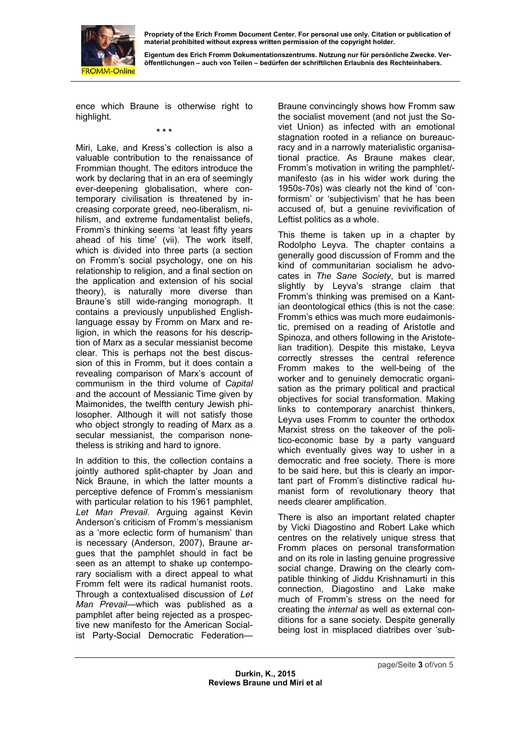ence which Braune is otherwise right to highlight.

\* \* \*

Miri, Lake, and Kress's collection is also a valuable contribution to the renaissance of Frommian thought. The editors introduce the work by declaring that in an era of seemingly ever-deepening globalisation, where contemporary civilisation is threatened by increasing corporate greed, neo-liberalism, nihilism, and extreme fundamentalist beliefs, Fromm's thinking seems 'at least fifty years ahead of his time' (vii). The work itself, which is divided into three parts (a section on Fromm's social psychology, one on his relationship to religion, and a final section on the application and extension of his social theory), is naturally more diverse than Braune's still wide-ranging monograph. It contains a previously unpublished English-language essay by Fromm on Marx and religion, in which the reasons for his description of Marx as a secular messianist become clear. This is perhaps not the best discussion of this in Fromm, but it does contain a revealing comparison of Marx's account of communism in the third volume of *Capital* and the account of Messianic Time given by Maimonides, the twelfth century Jewish philosopher. Although it will not satisfy those who object strongly to reading of Marx as a secular messianist, the comparison nonetheless is striking and hard to ignore.

In addition to this, the collection contains a jointly authored split-chapter by Joan and Nick Braune, in which the latter mounts a perceptive defence of Fromm's messianism with particular relation to his 1961 pamphlet, *Let Man Prevail*. Arguing against Kevin Anderson's criticism of Fromm's messianism as a 'more eclectic form of humanism' than is necessary (Anderson, 2007), Braune argues that the pamphlet should in fact be seen as an attempt to shake up contemporary socialism with a direct appeal to what Fromm felt were its radical humanist roots. Through a contextualised discussion of *Let Man Prevail*—which was published as a pamphlet after being rejected as a prospective new manifesto for the American Socialist Party-Social Democratic Federation—Braune convincingly shows how Fromm saw the socialist movement (and not just the Soviet Union) as infected with an emotional stagnation rooted in a reliance on bureaucracy and in a narrowly materialistic organisational practice. As Braune makes clear, Fromm's motivation in writing the pamphlet/-manifesto (as in his wider work during the 1950s-70s) was clearly not the kind of 'conformism' or 'subjectivism' that he has been accused of, but a genuine revivification of Leftist politics as a whole.

This theme is taken up in a chapter by Rodolpho Leyva. The chapter contains a generally good discussion of Fromm and the kind of communitarian socialism he advocates in *The Sane Society*, but is marred slightly by Leyva's strange claim that Fromm's thinking was premised on a Kantian deontological ethics (this is not the case: Fromm's ethics was much more eudaimonistic, premised on a reading of Aristotle and Spinoza, and others following in the Aristotelian tradition). Despite this mistake, Leyva correctly stresses the central reference Fromm makes to the well-being of the worker and to genuinely democratic organisation as the primary political and practical objectives for social transformation. Making links to contemporary anarchist thinkers, Leyva uses Fromm to counter the orthodox Marxist stress on the takeover of the politico-economic base by a party vanguard which eventually gives way to usher in a democratic and free society. There is more to be said here, but this is clearly an important part of Fromm's distinctive radical humanist form of revolutionary theory that needs clearer amplification.

There is also an important related chapter by Vicki Diagostino and Robert Lake which centres on the relatively unique stress that Fromm places on personal transformation and on its role in lasting genuine progressive social change. Drawing on the clearly compatible thinking of Jiddu Krishnamurti in this connection, Diagostino and Lake make much of Fromm's stress on the need for creating the *internal* as well as external conditions for a sane society. Despite generally being lost in misplaced diatribes over 'sub-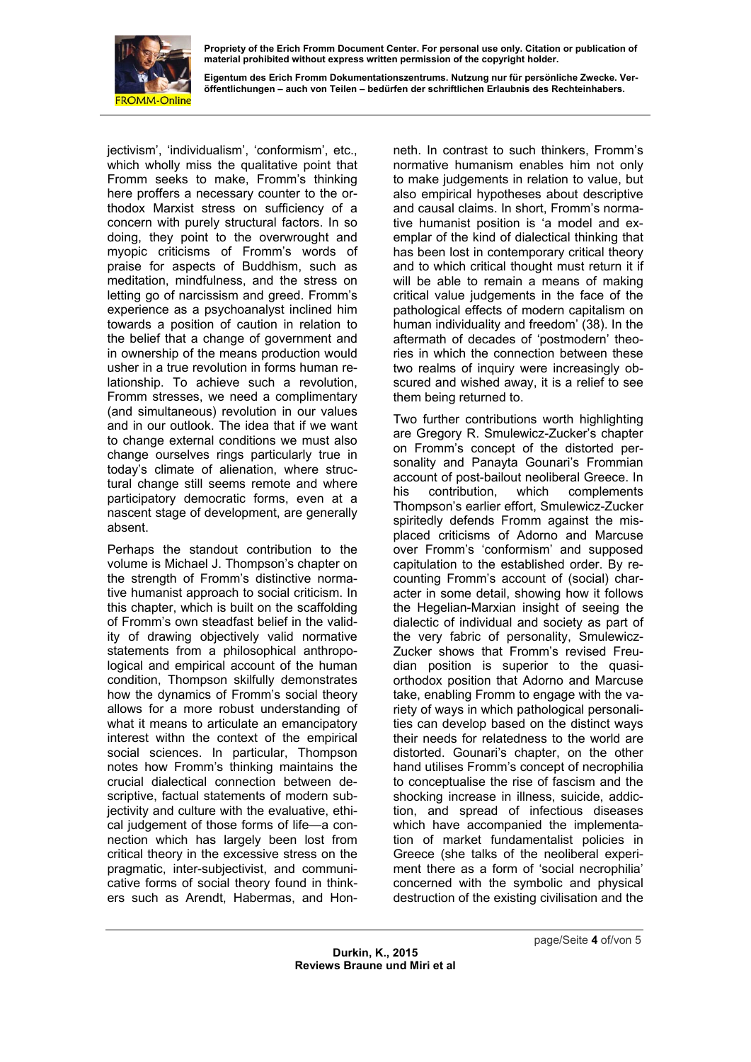jectivism', 'individualism', 'conformism', etc., which wholly miss the qualitative point that Fromm seeks to make, Fromm's thinking here proffers a necessary counter to the orthodox Marxist stress on sufficiency of a concern with purely structural factors. In so doing, they point to the overwrought and myopic criticisms of Fromm's words of praise for aspects of Buddhism, such as meditation, mindfulness, and the stress on letting go of narcissism and greed. Fromm's experience as a psychoanalyst inclined him towards a position of caution in relation to the belief that a change of government and in ownership of the means production would usher in a true revolution in forms human relationship. To achieve such a revolution, Fromm stresses, we need a complimentary (and simultaneous) revolution in our values and in our outlook. The idea that if we want to change external conditions we must also change ourselves rings particularly true in today's climate of alienation, where structural change still seems remote and where participatory democratic forms, even at a nascent stage of development, are generally absent.

Perhaps the standout contribution to the volume is Michael J. Thompson's chapter on the strength of Fromm's distinctive normative humanist approach to social criticism. In this chapter, which is built on the scaffolding of Fromm's own steadfast belief in the validity of drawing objectively valid normative statements from a philosophical anthropological and empirical account of the human condition, Thompson skilfully demonstrates how the dynamics of Fromm's social theory allows for a more robust understanding of what it means to articulate an emancipatory interest withn the context of the empirical social sciences. In particular, Thompson notes how Fromm's thinking maintains the crucial dialectical connection between descriptive, factual statements of modern subjectivity and culture with the evaluative, ethical judgement of those forms of life—a connection which has largely been lost from critical theory in the excessive stress on the pragmatic, inter-subjectivist, and communicative forms of social theory found in thinkers such as Arendt, Habermas, and Honneth. In contrast to such thinkers, Fromm's normative humanism enables him not only to make judgements in relation to value, but also empirical hypotheses about descriptive and causal claims. In short, Fromm's normative humanist position is 'a model and exemplar of the kind of dialectical thinking that has been lost in contemporary critical theory and to which critical thought must return it if will be able to remain a means of making critical value judgements in the face of the pathological effects of modern capitalism on human individuality and freedom' (38). In the aftermath of decades of 'postmodern' theories in which the connection between these two realms of inquiry were increasingly obscured and wished away, it is a relief to see them being returned to.

Two further contributions worth highlighting are Gregory R. Smulewicz-Zucker's chapter on Fromm's concept of the distorted personality and Panayta Gounari's Frommian account of post-bailout neoliberal Greece. In his contribution, which complements Thompson's earlier effort, Smulewicz-Zucker spiritedly defends Fromm against the misplaced criticisms of Adorno and Marcuse over Fromm's 'conformism' and supposed capitulation to the established order. By recounting Fromm's account of (social) character in some detail, showing how it follows the Hegelian-Marxian insight of seeing the dialectic of individual and society as part of the very fabric of personality, Smulewicz-Zucker shows that Fromm's revised Freudian position is superior to the quasi-orthodox position that Adorno and Marcuse take, enabling Fromm to engage with the variety of ways in which pathological personalities can develop based on the distinct ways their needs for relatedness to the world are distorted. Gounari's chapter, on the other hand utilises Fromm's concept of necrophilia to conceptualise the rise of fascism and the shocking increase in illness, suicide, addiction, and spread of infectious diseases which have accompanied the implementation of market fundamentalist policies in Greece (she talks of the neoliberal experiment there as a form of 'social necrophilia' concerned with the symbolic and physical destruction of the existing civilisation and the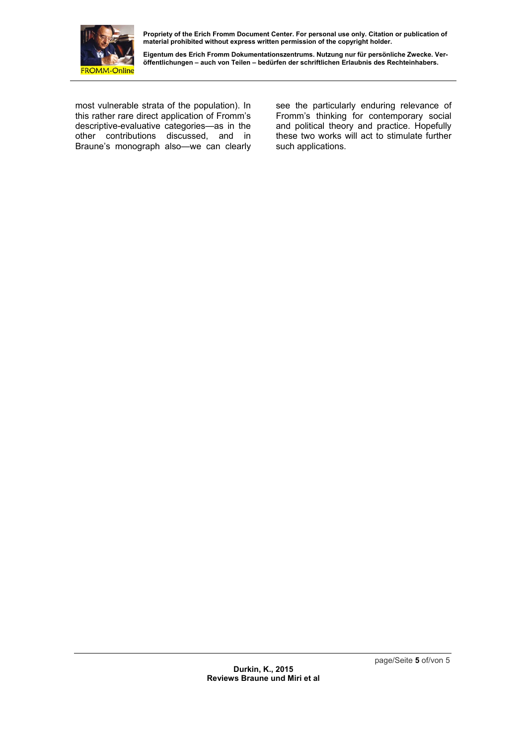most vulnerable strata of the population). In this rather rare direct application of Fromm's descriptive-evaluative categories—as in the other contributions discussed, and in Braune's monograph also—we can clearly see the particularly enduring relevance of Fromm's thinking for contemporary social and political theory and practice. Hopefully these two works will act to stimulate further such applications.